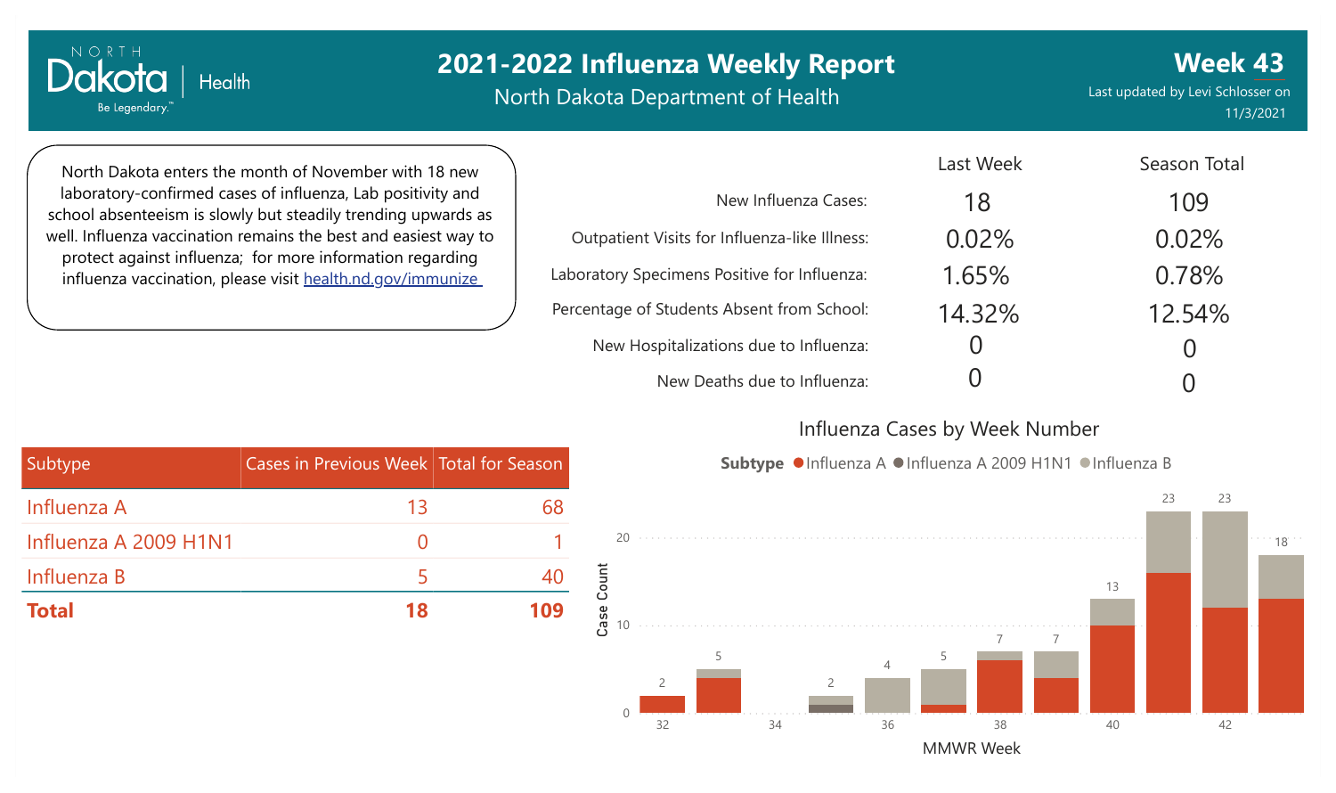# 2021-2022 Influenza Weekly Report

North Dakota Department of Health

**Week 43**

Last updated by Levi Schlosser on 11/3/2021

North Dakota enters the month of November with 18 new laboratory-confirmed cases of influenza, Lab positivity and school absenteeism is slowly but steadily trending upwards as well. Influenza vaccination remains the best and easiest way to protect against influenza; for more information regarding influenza vaccination, please visit [health.nd.gov/immunize](health.nd.gov/immunize)

| | Last Week | Season Total |
|---|---|---|
| New Influenza Cases: | 18 | 109 |
| Outpatient Visits for Influenza-like Illness: | 0.02% | 0.02% |
| Laboratory Specimens Positive for Influenza: | 1.65% | 0.78% |
| Percentage of Students Absent from School: | 14.32% | 12.54% |
| New Hospitalizations due to Influenza: | 0 | 0 |
| New Deaths due to Influenza: | 0 | 0 |

| Subtype | Cases in Previous Week | Total for Season |
|---|---|---|
| Influenza A | 13 | 68 |
| Influenza A 2009 H1N1 | 0 | 1 |
| Influenza B | 5 | 40 |
| **Total** | **18** | **109** |

## Influenza Cases by Week Number

Subtype: Influenza A, Influenza A 2009 H1N1, Influenza B

| MMWR Week | 32 | 33 | 34 | 35 | 36 | 37 | 38 | 39 | 40 | 41 | 42 | 43 |
|---|---|---|---|---|---|---|---|---|---|---|---|---|
| Case Count | 2 | 5 | | 2 | 4 | 5 | 7 | 7 | 13 | 23 | 23 | 18 |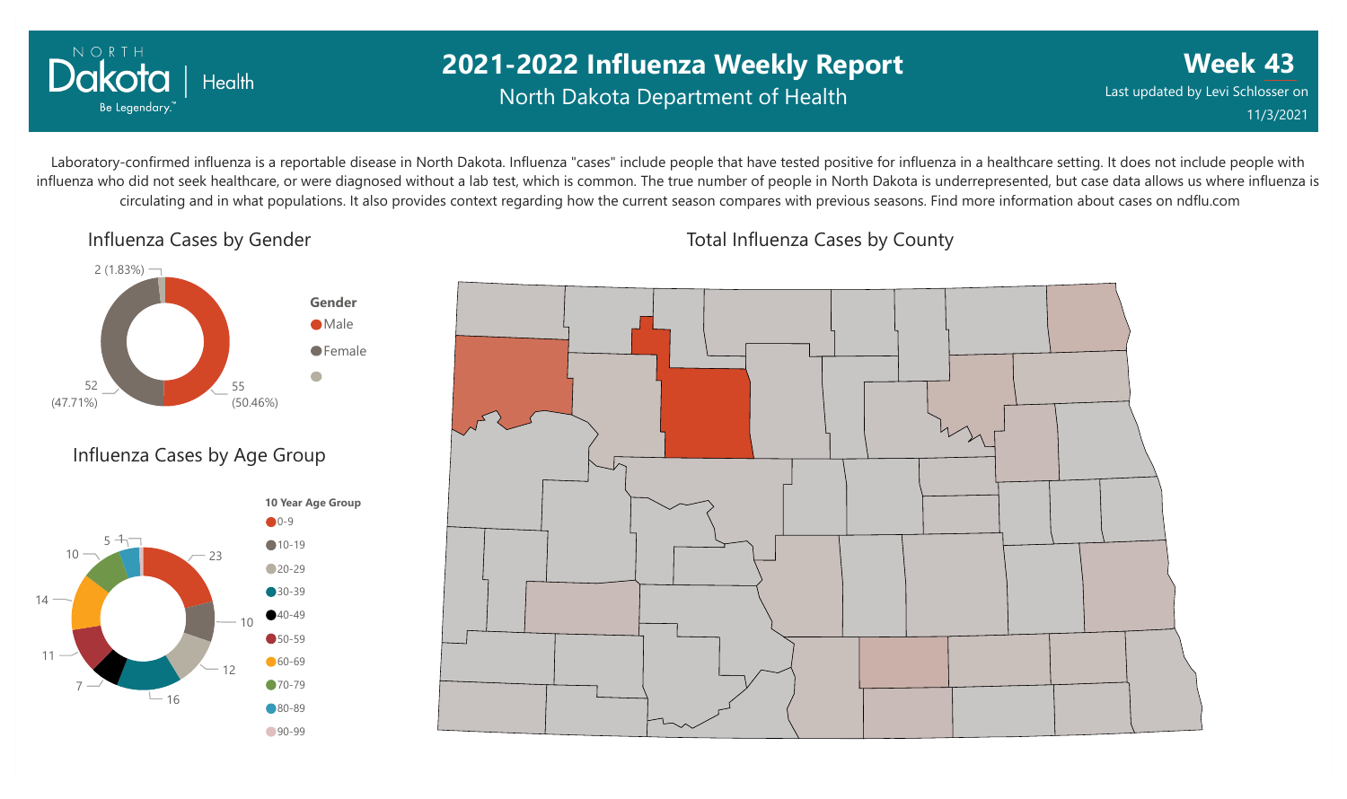# 2021-2022 Influenza Weekly Report

North Dakota Department of Health

**Week 43**

Last updated by Levi Schlosser on 11/3/2021

Laboratory-confirmed influenza is a reportable disease in North Dakota. Influenza "cases" include people that have tested positive for influenza in a healthcare setting. It does not include people with influenza who did not seek healthcare, or were diagnosed without a lab test, which is common. The true number of people in North Dakota is underrepresented, but case data allows us where influenza is circulating and in what populations. It also provides context regarding how the current season compares with previous seasons. Find more information about cases on ndflu.com

## Influenza Cases by Gender

| Gender | Cases | Percent |
|---|---|---|
| Male | 55 | 50.46% |
| Female | 52 | 47.71% |
| (Blank) | 2 | 1.83% |

## Influenza Cases by Age Group

| 10 Year Age Group | Cases |
|---|---|
| 0-9 | 23 |
| 10-19 | 10 |
| 20-29 | 12 |
| 30-39 | 16 |
| 40-49 | 7 |
| 50-59 | 11 |
| 60-69 | 14 |
| 70-79 | 10 |
| 80-89 | 5 |
| 90-99 | 1 |

## Total Influenza Cases by County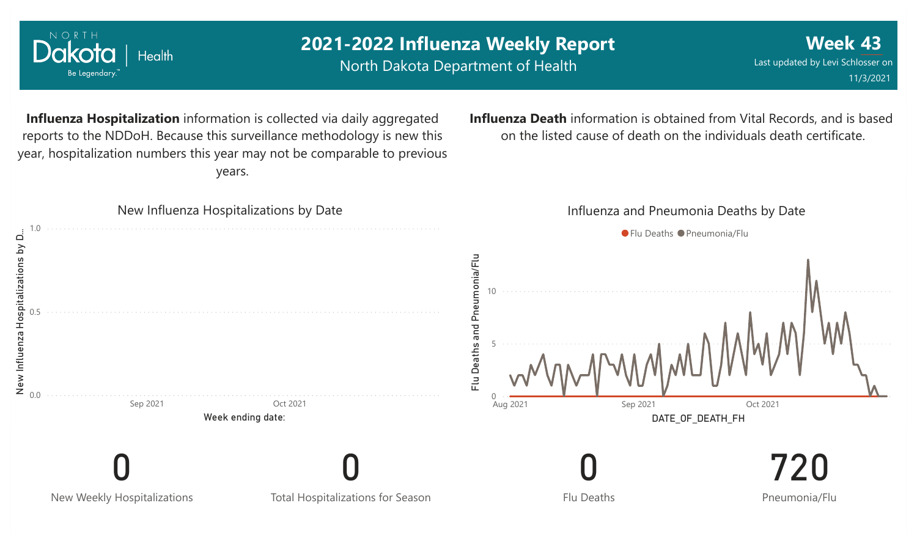# 2021-2022 Influenza Weekly Report

North Dakota Department of Health

**Week 43**

Last updated by Levi Schlosser on 11/3/2021

**Influenza Hospitalization** information is collected via daily aggregated reports to the NDDoH. Because this surveillance methodology is new this year, hospitalization numbers this year may not be comparable to previous years.

**Influenza Death** information is obtained from Vital Records, and is based on the listed cause of death on the individuals death certificate.

New Influenza Hospitalizations by Date

Influenza and Pneumonia Deaths by Date

| New Weekly Hospitalizations | Total Hospitalizations for Season | Flu Deaths | Pneumonia/Flu |
| --- | --- | --- | --- |
| 0 | 0 | 0 | 720 |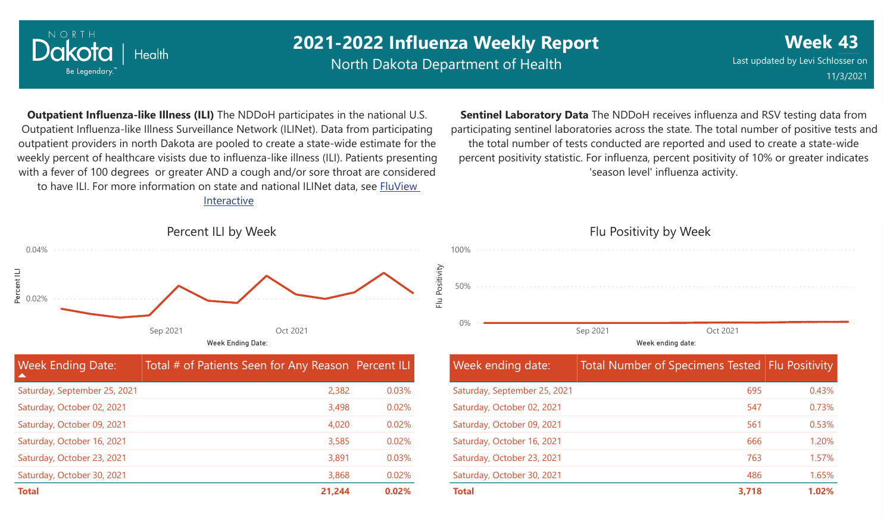# 2021-2022 Influenza Weekly Report

North Dakota Department of Health

**Week 43**

Last updated by Levi Schlosser on 11/3/2021

**Outpatient Influenza-like Illness (ILI)** The NDDoH participates in the national U.S. Outpatient Influenza-like Illness Surveillance Network (ILINet). Data from participating outpatient providers in north Dakota are pooled to create a state-wide estimate for the weekly percent of healthcare visists due to influenza-like illness (ILI). Patients presenting with a fever of 100 degrees or greater AND a cough and/or sore throat are considered to have ILI. For more information on state and national ILINet data, see FluView Interactive

**Sentinel Laboratory Data** The NDDoH receives influenza and RSV testing data from participating sentinel laboratories across the state. The total number of positive tests and the total number of tests conducted are reported and used to create a state-wide percent positivity statistic. For influenza, percent positivity of 10% or greater indicates 'season level' influenza activity.

## Percent ILI by Week

| Week Ending Date: | Total # of Patients Seen for Any Reason | Percent ILI |
|---|---|---|
| Saturday, September 25, 2021 | 2,382 | 0.03% |
| Saturday, October 02, 2021 | 3,498 | 0.02% |
| Saturday, October 09, 2021 | 4,020 | 0.02% |
| Saturday, October 16, 2021 | 3,585 | 0.02% |
| Saturday, October 23, 2021 | 3,891 | 0.03% |
| Saturday, October 30, 2021 | 3,868 | 0.02% |
| **Total** | **21,244** | **0.02%** |

## Flu Positivity by Week

| Week ending date: | Total Number of Specimens Tested | Flu Positivity |
|---|---|---|
| Saturday, September 25, 2021 | 695 | 0.43% |
| Saturday, October 02, 2021 | 547 | 0.73% |
| Saturday, October 09, 2021 | 561 | 0.53% |
| Saturday, October 16, 2021 | 666 | 1.20% |
| Saturday, October 23, 2021 | 763 | 1.57% |
| Saturday, October 30, 2021 | 486 | 1.65% |
| **Total** | **3,718** | **1.02%** |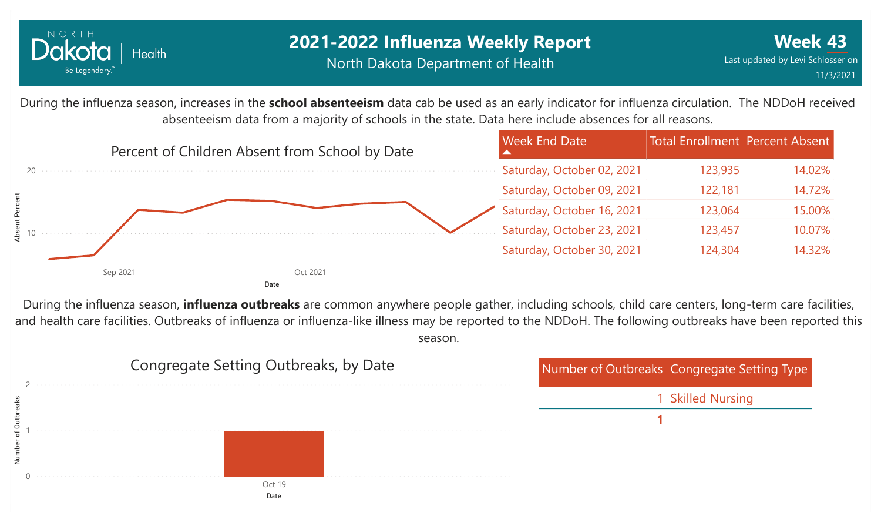# 2021-2022 Influenza Weekly Report

North Dakota Department of Health

**Week 43**

Last updated by Levi Schlosser on 11/3/2021

During the influenza season, increases in the **school absenteeism** data cab be used as an early indicator for influenza circulation. The NDDoH received absenteeism data from a majority of schools in the state. Data here include absences for all reasons.

Percent of Children Absent from School by Date

| Week End Date | Total Enrollment | Percent Absent |
|---|---|---|
| Saturday, October 02, 2021 | 123,935 | 14.02% |
| Saturday, October 09, 2021 | 122,181 | 14.72% |
| Saturday, October 16, 2021 | 123,064 | 15.00% |
| Saturday, October 23, 2021 | 123,457 | 10.07% |
| Saturday, October 30, 2021 | 124,304 | 14.32% |

During the influenza season, **influenza outbreaks** are common anywhere people gather, including schools, child care centers, long-term care facilities, and health care facilities. Outbreaks of influenza or influenza-like illness may be reported to the NDDoH. The following outbreaks have been reported this season.

Congregate Setting Outbreaks, by Date

| Number of Outbreaks | Congregate Setting Type |
|---|---|
| 1 | Skilled Nursing |
| **1** | |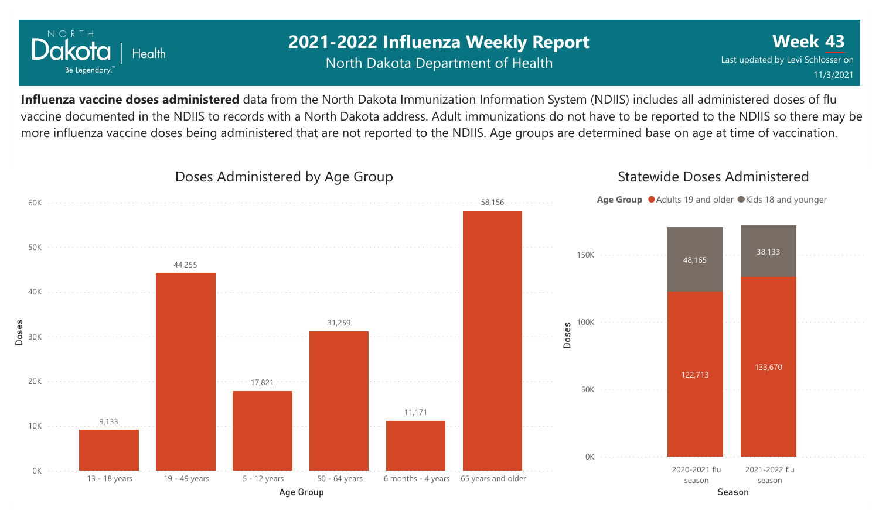# 2021-2022 Influenza Weekly Report

North Dakota Department of Health

**Week 43**

Last updated by Levi Schlosser on 11/3/2021

**Influenza vaccine doses administered** data from the North Dakota Immunization Information System (NDIIS) includes all administered doses of flu vaccine documented in the NDIIS to records with a North Dakota address. Adult immunizations do not have to be reported to the NDIIS so there may be more influenza vaccine doses being administered that are not reported to the NDIIS. Age groups are determined base on age at time of vaccination.

## Doses Administered by Age Group

| Age Group | Doses |
|---|---|
| 13 - 18 years | 9,133 |
| 19 - 49 years | 44,255 |
| 5 - 12 years | 17,821 |
| 50 - 64 years | 31,259 |
| 6 months - 4 years | 11,171 |
| 65 years and older | 58,156 |

## Statewide Doses Administered

| Season | Adults 19 and older | Kids 18 and younger |
|---|---|---|
| 2020-2021 flu season | 122,713 | 48,165 |
| 2021-2022 flu season | 133,670 | 38,133 |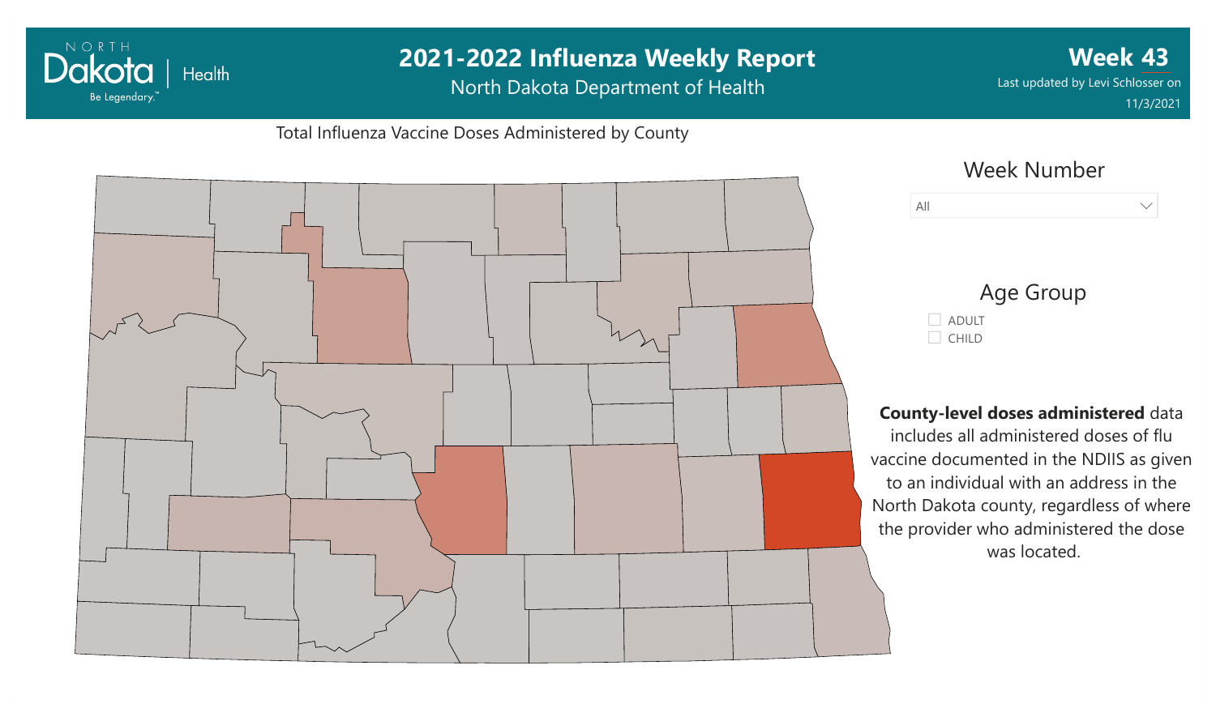# 2021-2022 Influenza Weekly Report

North Dakota Department of Health

**Week 43**

Last updated by Levi Schlosser on 11/3/2021

Total Influenza Vaccine Doses Administered by County

Week Number

All

Age Group

- ADULT
- CHILD

**County-level doses administered** data includes all administered doses of flu vaccine documented in the NDIIS as given to an individual with an address in the North Dakota county, regardless of where the provider who administered the dose was located.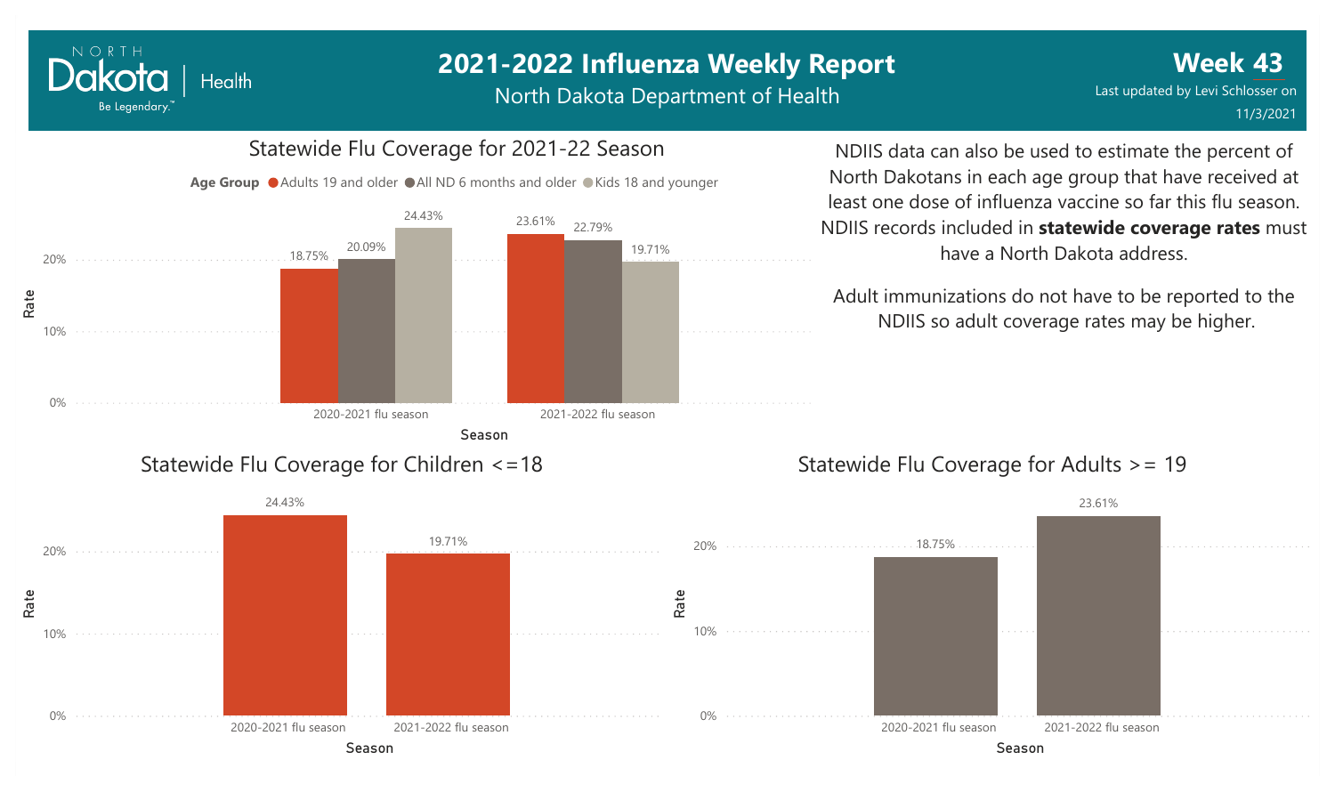# 2021-2022 Influenza Weekly Report

North Dakota Department of Health

**Week 43**

Last updated by Levi Schlosser on 11/3/2021

## Statewide Flu Coverage for 2021-22 Season

| Season | Adults 19 and older | All ND 6 months and older | Kids 18 and younger |
|---|---|---|---|
| 2020-2021 flu season | 18.75% | 20.09% | 24.43% |
| 2021-2022 flu season | 23.61% | 22.79% | 19.71% |

NDIIS data can also be used to estimate the percent of North Dakotans in each age group that have received at least one dose of influenza vaccine so far this flu season. NDIIS records included in **statewide coverage rates** must have a North Dakota address.

Adult immunizations do not have to be reported to the NDIIS so adult coverage rates may be higher.

## Statewide Flu Coverage for Children <=18

| Season | Rate |
|---|---|
| 2020-2021 flu season | 24.43% |
| 2021-2022 flu season | 19.71% |

## Statewide Flu Coverage for Adults >= 19

| Season | Rate |
|---|---|
| 2020-2021 flu season | 18.75% |
| 2021-2022 flu season | 23.61% |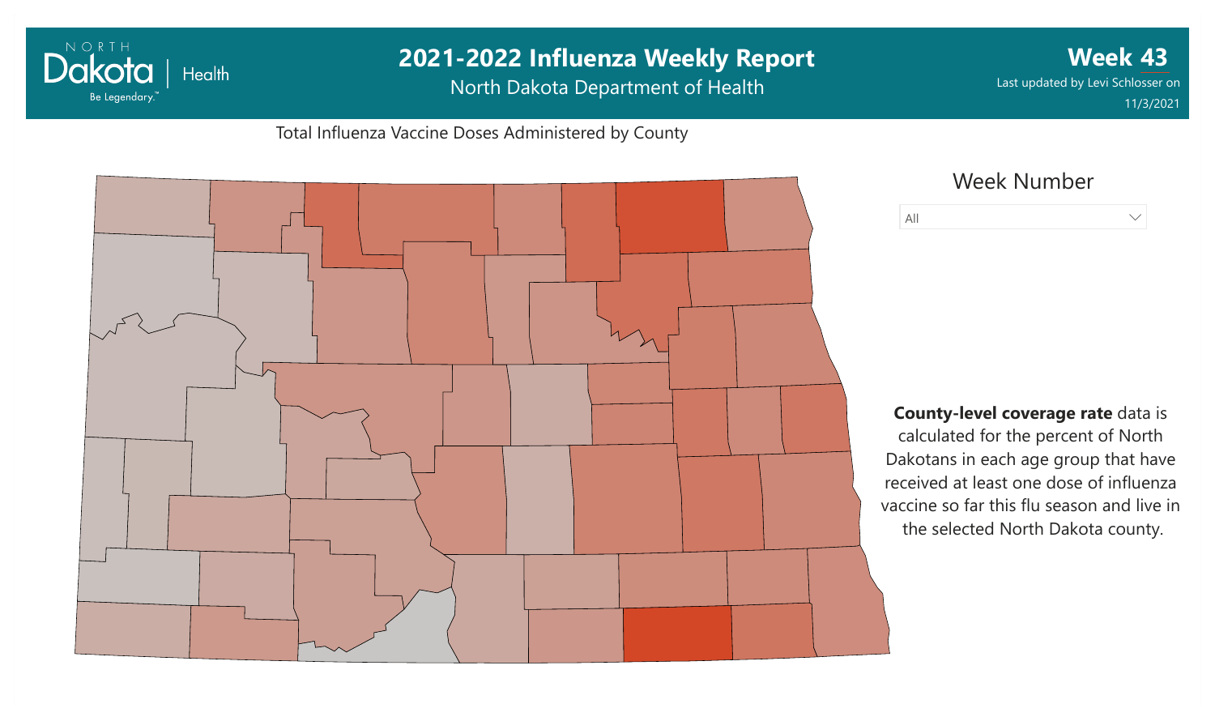NORTH Dakota | Health
Be Legendary.

# 2021-2022 Influenza Weekly Report

North Dakota Department of Health

**Week 43**

Last updated by Levi Schlosser on 11/3/2021

Total Influenza Vaccine Doses Administered by County

Week Number

All

**County-level coverage rate** data is calculated for the percent of North Dakotans in each age group that have received at least one dose of influenza vaccine so far this flu season and live in the selected North Dakota county.